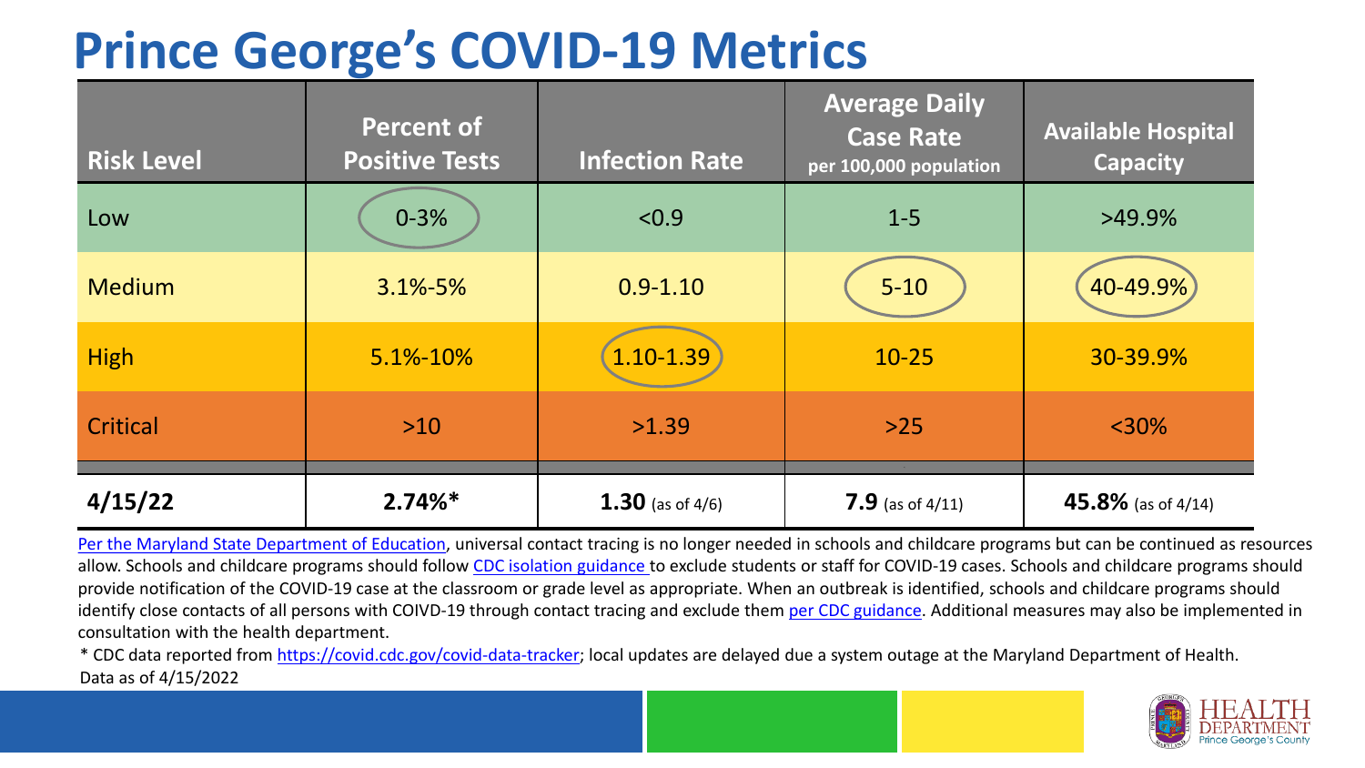# Prince George's COVID-19 Metrics

| Risk Level | Percent of Positive Tests | Infection Rate | Average Daily Case Rate per 100,000 population | Available Hospital Capacity |
| --- | --- | --- | --- | --- |
| Low | 0-3% | <0.9 | 1-5 | >49.9% |
| Medium | 3.1%-5% | 0.9-1.10 | 5-10 | 40-49.9% |
| High | 5.1%-10% | 1.10-1.39 | 10-25 | 30-39.9% |
| Critical | >10 | >1.39 | >25 | <30% |
| **4/15/22** | **2.74%*** | **1.30** (as of 4/6) | **7.9** (as of 4/11) | **45.8%** (as of 4/14) |

Per the Maryland State Department of Education, universal contact tracing is no longer needed in schools and childcare programs but can be continued as resources allow. Schools and childcare programs should follow CDC isolation guidance to exclude students or staff for COVID-19 cases. Schools and childcare programs should provide notification of the COVID-19 case at the classroom or grade level as appropriate. When an outbreak is identified, schools and childcare programs should identify close contacts of all persons with COIVD-19 through contact tracing and exclude them per CDC guidance. Additional measures may also be implemented in consultation with the health department.

* CDC data reported from https://covid.cdc.gov/covid-data-tracker; local updates are delayed due a system outage at the Maryland Department of Health.

Data as of 4/15/2022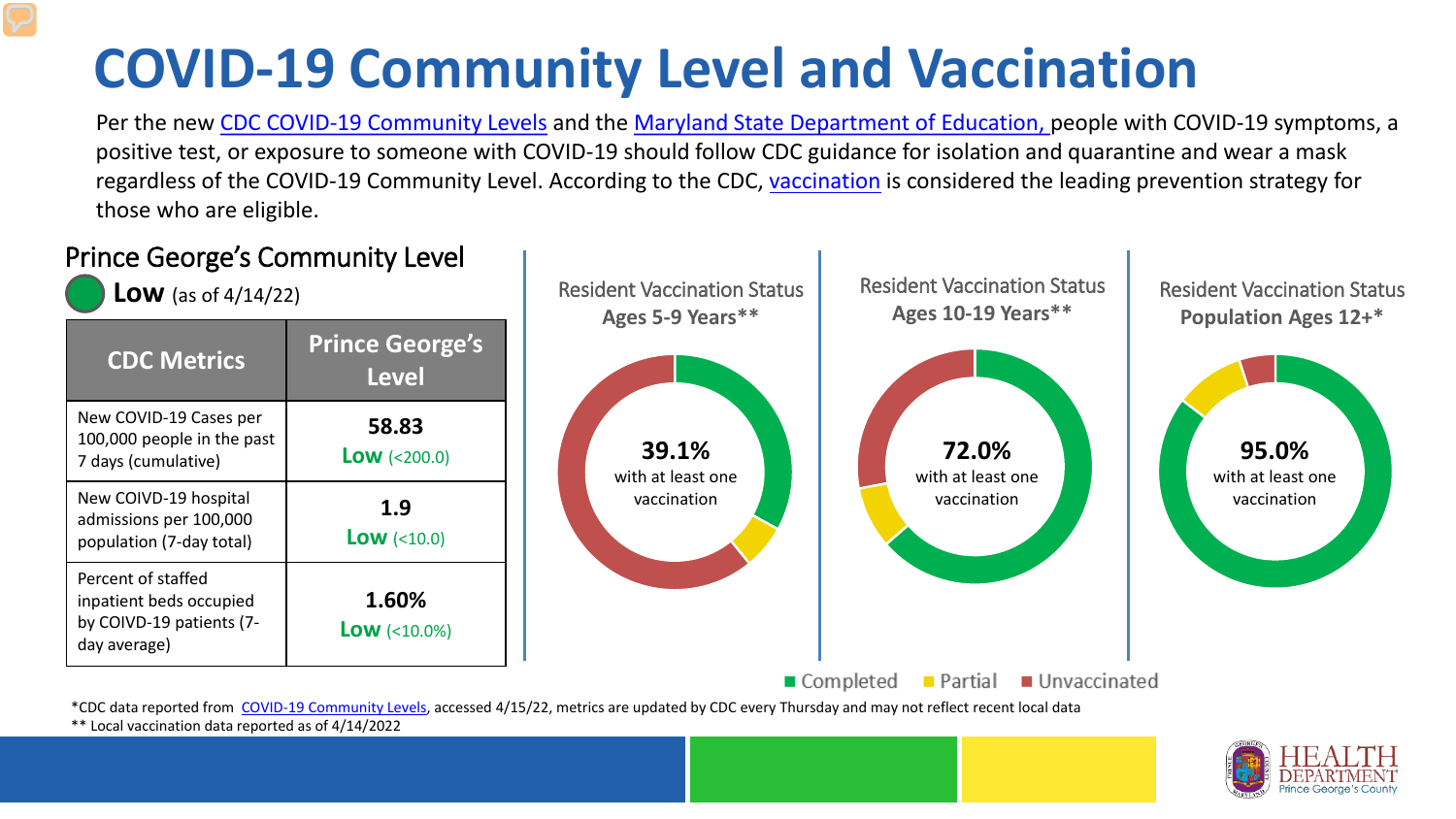# COVID-19 Community Level and Vaccination

Per the new CDC COVID-19 Community Levels and the Maryland State Department of Education, people with COVID-19 symptoms, a positive test, or exposure to someone with COVID-19 should follow CDC guidance for isolation and quarantine and wear a mask regardless of the COVID-19 Community Level. According to the CDC, vaccination is considered the leading prevention strategy for those who are eligible.

## Prince George's Community Level

**Low** (as of 4/14/22)

| CDC Metrics | Prince George's Level |
|---|---|
| New COVID-19 Cases per 100,000 people in the past 7 days (cumulative) | **58.83** **Low** (<200.0) |
| New COIVD-19 hospital admissions per 100,000 population (7-day total) | **1.9** **Low** (<10.0) |
| Percent of staffed inpatient beds occupied by COIVD-19 patients (7-day average) | **1.60%** **Low** (<10.0%) |

Resident Vaccination Status **Ages 5-9 Years****

**39.1%** with at least one vaccination

Resident Vaccination Status **Ages 10-19 Years****

**72.0%** with at least one vaccination

Resident Vaccination Status **Population Ages 12+***

**95.0%** with at least one vaccination

Completed | Partial | Unvaccinated

*CDC data reported from COVID-19 Community Levels, accessed 4/15/22, metrics are updated by CDC every Thursday and may not reflect recent local data

** Local vaccination data reported as of 4/14/2022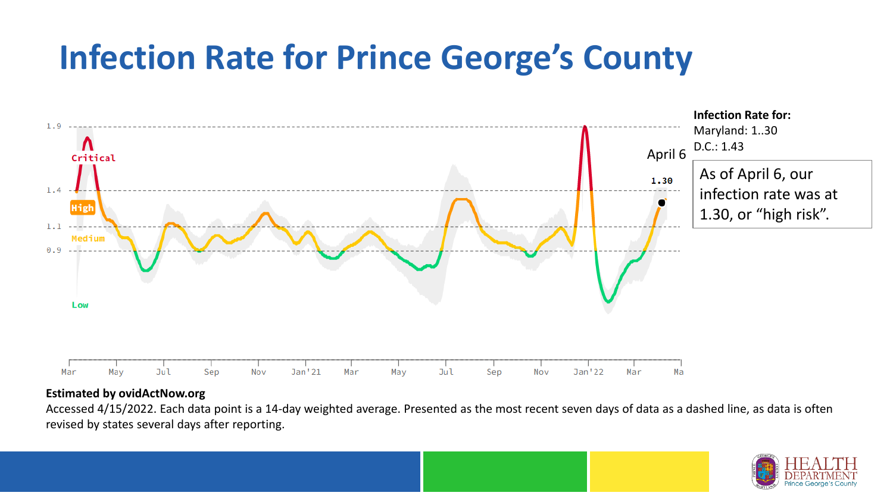# Infection Rate for Prince George's County

**Infection Rate for:**
Maryland: 1..30
D.C.: 1.43

As of April 6, our infection rate was at 1.30, or "high risk".

**Estimated by ovidActNow.org**

Accessed 4/15/2022. Each data point is a 14-day weighted average. Presented as the most recent seven days of data as a dashed line, as data is often revised by states several days after reporting.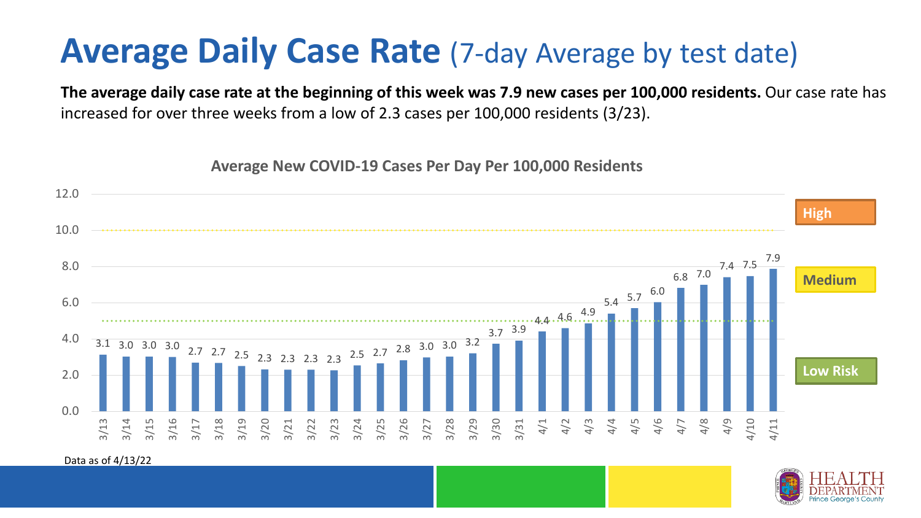# Average Daily Case Rate (7-day Average by test date)

**The average daily case rate at the beginning of this week was 7.9 new cases per 100,000 residents.** Our case rate has increased for over three weeks from a low of 2.3 cases per 100,000 residents (3/23).

**Average New COVID-19 Cases Per Day Per 100,000 Residents**

| Date | Cases per 100,000 |
|---|---|
| 3/13 | 3.1 |
| 3/14 | 3.0 |
| 3/15 | 3.0 |
| 3/16 | 3.0 |
| 3/17 | 2.7 |
| 3/18 | 2.7 |
| 3/19 | 2.5 |
| 3/20 | 2.3 |
| 3/21 | 2.3 |
| 3/22 | 2.3 |
| 3/23 | 2.3 |
| 3/24 | 2.5 |
| 3/25 | 2.7 |
| 3/26 | 2.8 |
| 3/27 | 3.0 |
| 3/28 | 3.0 |
| 3/29 | 3.2 |
| 3/30 | 3.7 |
| 3/31 | 3.9 |
| 4/1 | 4.4 |
| 4/2 | 4.6 |
| 4/3 | 4.9 |
| 4/4 | 5.4 |
| 4/5 | 5.7 |
| 4/6 | 6.0 |
| 4/7 | 6.8 |
| 4/8 | 7.0 |
| 4/9 | 7.4 |
| 4/10 | 7.5 |
| 4/11 | 7.9 |

Risk levels: High (above 10.0), Medium (5.0–10.0), Low Risk (below 5.0)

Data as of 4/13/22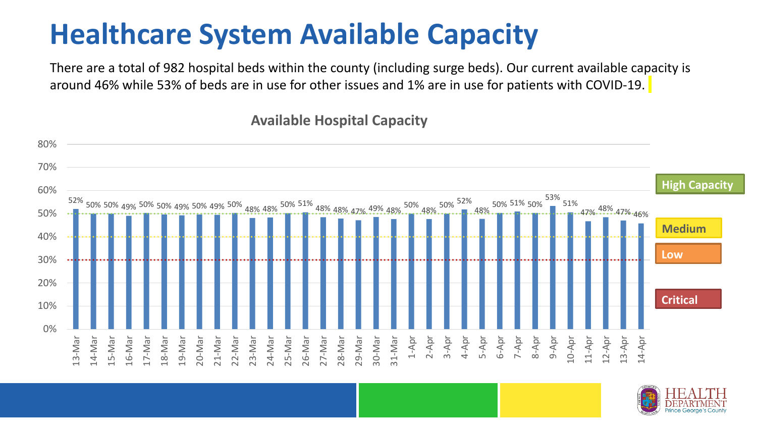# Healthcare System Available Capacity

There are a total of 982 hospital beds within the county (including surge beds). Our current available capacity is around 46% while 53% of beds are in use for other issues and 1% are in use for patients with COVID-19.

**Available Hospital Capacity**

80%
70%
60%
50%
40%
30%
20%
10%
0%

52% 50% 50% 49% 50% 50% 49% 50% 49% 50% 48% 48% 50% 51% 48% 48% 47% 49% 48% 50% 48% 50% 52% 48% 50% 51% 50% 53% 51% 47% 48% 47% 46%

13-Mar 14-Mar 15-Mar 16-Mar 17-Mar 18-Mar 19-Mar 20-Mar 21-Mar 22-Mar 23-Mar 24-Mar 25-Mar 26-Mar 27-Mar 28-Mar 29-Mar 30-Mar 31-Mar 1-Apr 2-Apr 3-Apr 4-Apr 5-Apr 6-Apr 7-Apr 8-Apr 9-Apr 10-Apr 11-Apr 12-Apr 13-Apr 14-Apr

High Capacity

Medium

Low

Critical